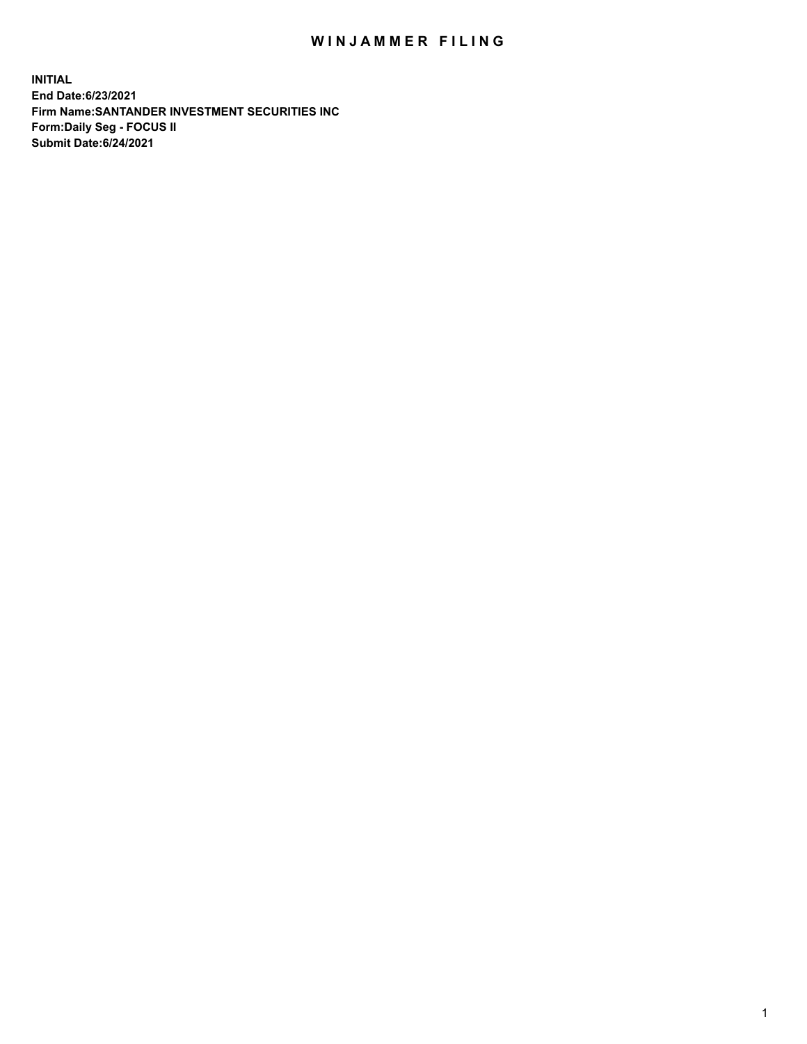# WINJAMMER FILING

**INITIAL**
**End Date:6/23/2021**
**Firm Name:SANTANDER INVESTMENT SECURITIES INC**
**Form:Daily Seg - FOCUS II**
**Submit Date:6/24/2021**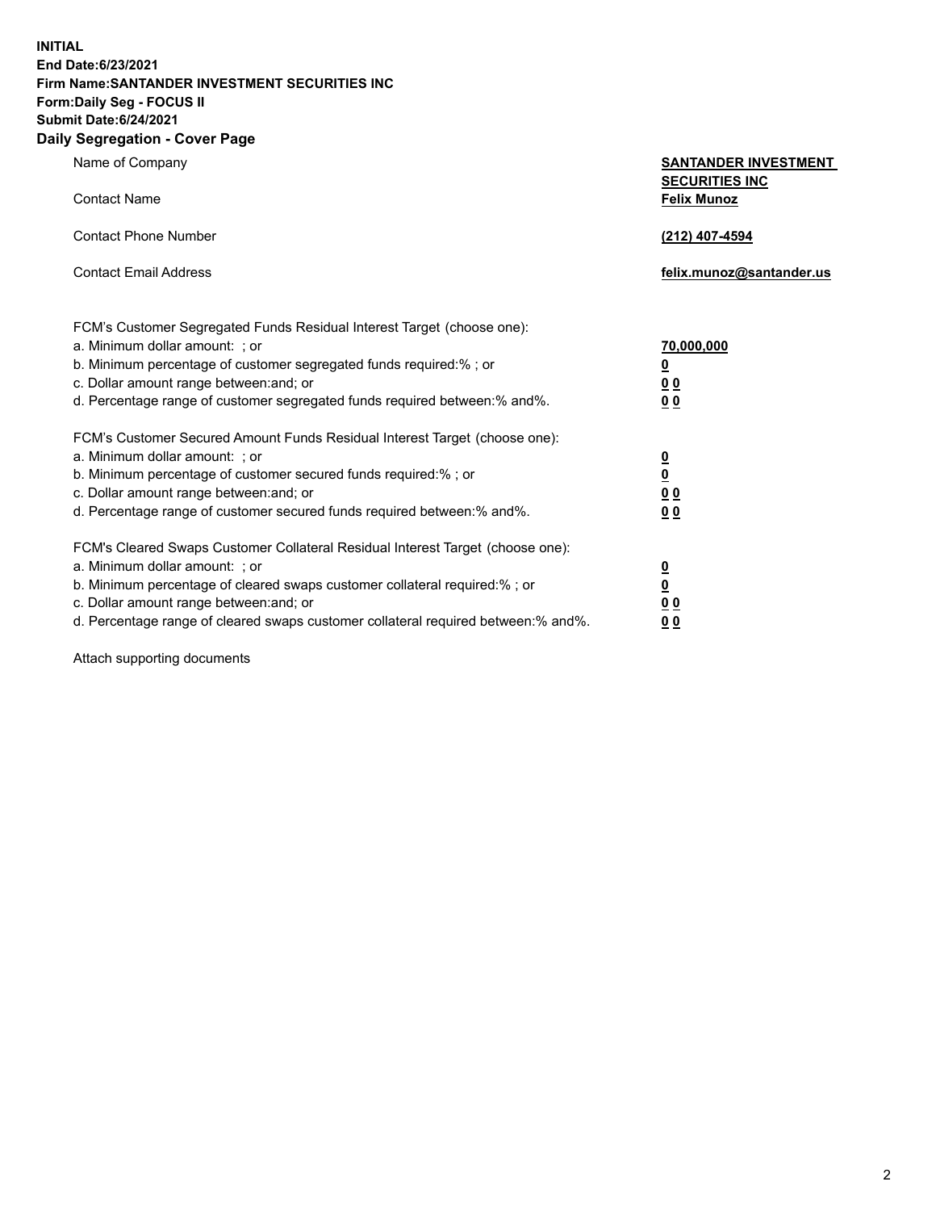**INITIAL**
**End Date:6/23/2021**
**Firm Name:SANTANDER INVESTMENT SECURITIES INC**
**Form:Daily Seg - FOCUS II**
**Submit Date:6/24/2021**

## Daily Segregation - Cover Page

| | |
|---|---|
| Name of Company | **SANTANDER INVESTMENT SECURITIES INC** |
| Contact Name | **Felix Munoz** |
| Contact Phone Number | **(212) 407-4594** |
| Contact Email Address | **felix.munoz@santander.us** |

FCM's Customer Segregated Funds Residual Interest Target (choose one):

| | |
|---|---|
| a. Minimum dollar amount: ; or | **70,000,000** |
| b. Minimum percentage of customer segregated funds required:% ; or | **0** |
| c. Dollar amount range between:and; or | **0 0** |
| d. Percentage range of customer segregated funds required between:% and%. | **0 0** |

FCM's Customer Secured Amount Funds Residual Interest Target (choose one):

| | |
|---|---|
| a. Minimum dollar amount: ; or | **0** |
| b. Minimum percentage of customer secured funds required:% ; or | **0** |
| c. Dollar amount range between:and; or | **0 0** |
| d. Percentage range of customer secured funds required between:% and%. | **0 0** |

FCM's Cleared Swaps Customer Collateral Residual Interest Target (choose one):

| | |
|---|---|
| a. Minimum dollar amount: ; or | **0** |
| b. Minimum percentage of cleared swaps customer collateral required:% ; or | **0** |
| c. Dollar amount range between:and; or | **0 0** |
| d. Percentage range of cleared swaps customer collateral required between:% and%. | **0 0** |

Attach supporting documents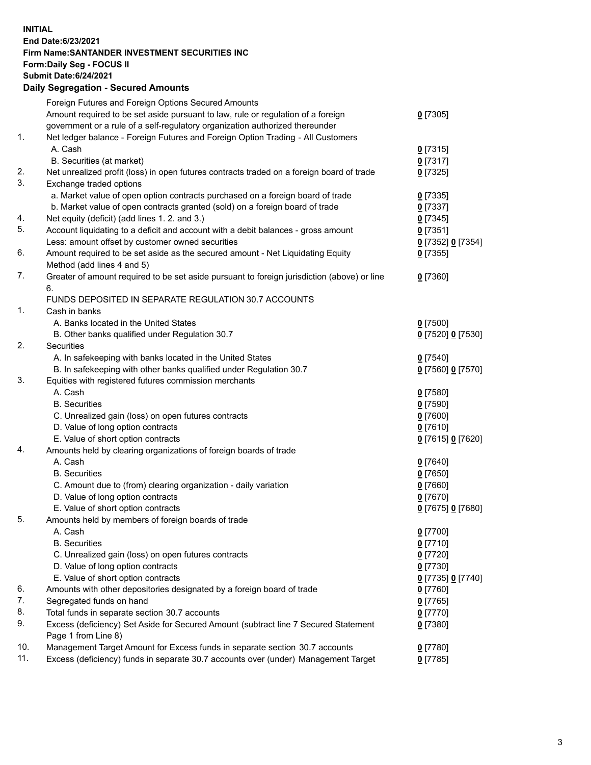**INITIAL**
**End Date:6/23/2021**
**Firm Name:SANTANDER INVESTMENT SECURITIES INC**
**Form:Daily Seg - FOCUS II**
**Submit Date:6/24/2021**

## Daily Segregation - Secured Amounts

| | | |
|---|---|---|
| | Foreign Futures and Foreign Options Secured Amounts | |
| | Amount required to be set aside pursuant to law, rule or regulation of a foreign government or a rule of a self-regulatory organization authorized thereunder | 0 [7305] |
| 1. | Net ledger balance - Foreign Futures and Foreign Option Trading - All Customers | |
| | A. Cash | 0 [7315] |
| | B. Securities (at market) | 0 [7317] |
| 2. | Net unrealized profit (loss) in open futures contracts traded on a foreign board of trade | 0 [7325] |
| 3. | Exchange traded options | |
| | a. Market value of open option contracts purchased on a foreign board of trade | 0 [7335] |
| | b. Market value of open contracts granted (sold) on a foreign board of trade | 0 [7337] |
| 4. | Net equity (deficit) (add lines 1. 2. and 3.) | 0 [7345] |
| 5. | Account liquidating to a deficit and account with a debit balances - gross amount | 0 [7351] |
| | Less: amount offset by customer owned securities | 0 [7352] 0 [7354] |
| 6. | Amount required to be set aside as the secured amount - Net Liquidating Equity Method (add lines 4 and 5) | 0 [7355] |
| 7. | Greater of amount required to be set aside pursuant to foreign jurisdiction (above) or line 6. | 0 [7360] |
| | FUNDS DEPOSITED IN SEPARATE REGULATION 30.7 ACCOUNTS | |
| 1. | Cash in banks | |
| | A. Banks located in the United States | 0 [7500] |
| | B. Other banks qualified under Regulation 30.7 | 0 [7520] 0 [7530] |
| 2. | Securities | |
| | A. In safekeeping with banks located in the United States | 0 [7540] |
| | B. In safekeeping with other banks qualified under Regulation 30.7 | 0 [7560] 0 [7570] |
| 3. | Equities with registered futures commission merchants | |
| | A. Cash | 0 [7580] |
| | B. Securities | 0 [7590] |
| | C. Unrealized gain (loss) on open futures contracts | 0 [7600] |
| | D. Value of long option contracts | 0 [7610] |
| | E. Value of short option contracts | 0 [7615] 0 [7620] |
| 4. | Amounts held by clearing organizations of foreign boards of trade | |
| | A. Cash | 0 [7640] |
| | B. Securities | 0 [7650] |
| | C. Amount due to (from) clearing organization - daily variation | 0 [7660] |
| | D. Value of long option contracts | 0 [7670] |
| | E. Value of short option contracts | 0 [7675] 0 [7680] |
| 5. | Amounts held by members of foreign boards of trade | |
| | A. Cash | 0 [7700] |
| | B. Securities | 0 [7710] |
| | C. Unrealized gain (loss) on open futures contracts | 0 [7720] |
| | D. Value of long option contracts | 0 [7730] |
| | E. Value of short option contracts | 0 [7735] 0 [7740] |
| 6. | Amounts with other depositories designated by a foreign board of trade | 0 [7760] |
| 7. | Segregated funds on hand | 0 [7765] |
| 8. | Total funds in separate section 30.7 accounts | 0 [7770] |
| 9. | Excess (deficiency) Set Aside for Secured Amount (subtract line 7 Secured Statement Page 1 from Line 8) | 0 [7380] |
| 10. | Management Target Amount for Excess funds in separate section 30.7 accounts | 0 [7780] |
| 11. | Excess (deficiency) funds in separate 30.7 accounts over (under) Management Target | 0 [7785] |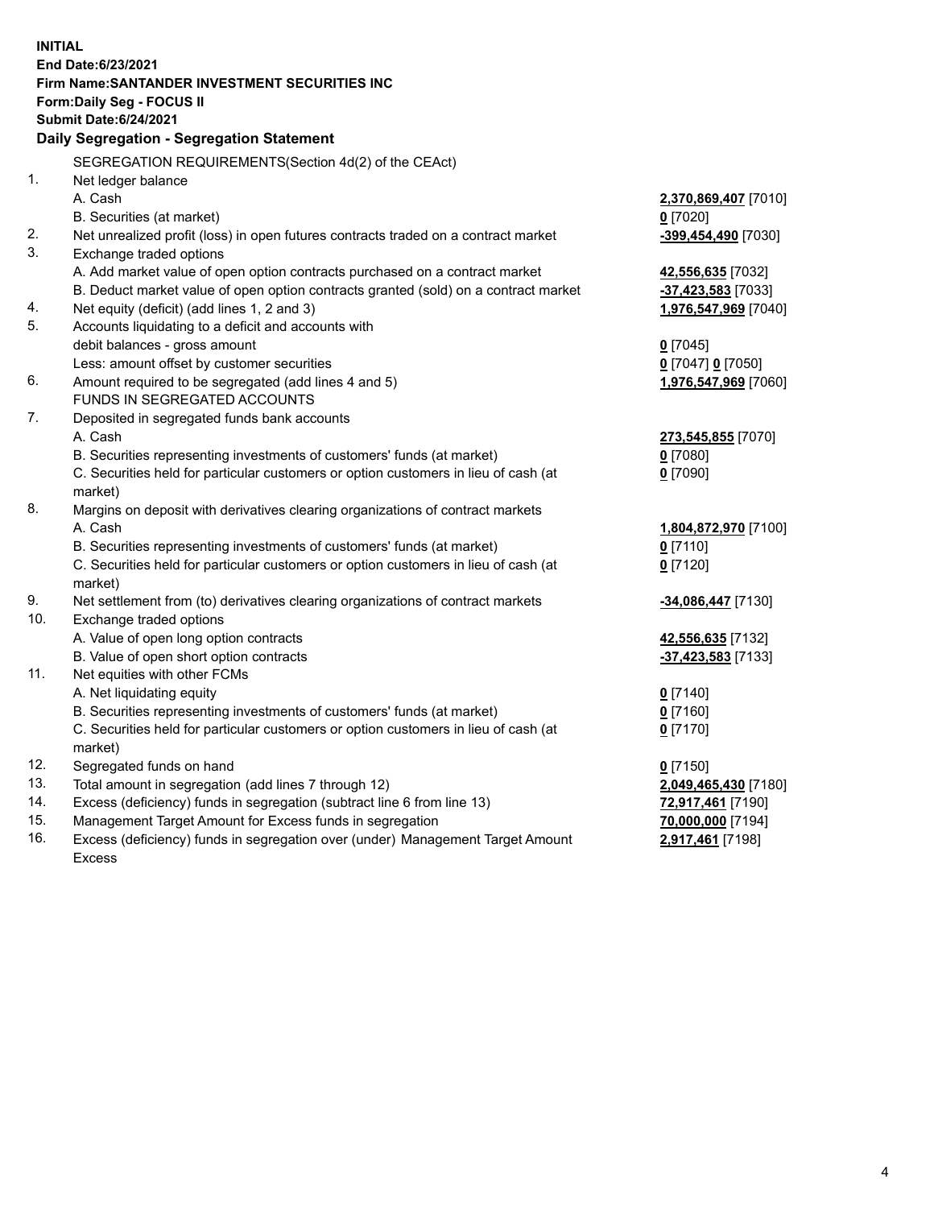**INITIAL**
**End Date:6/23/2021**
**Firm Name:SANTANDER INVESTMENT SECURITIES INC**
**Form:Daily Seg - FOCUS II**
**Submit Date:6/24/2021**

### Daily Segregation - Segregation Statement

SEGREGATION REQUIREMENTS(Section 4d(2) of the CEAct)

| | | |
|---|---|---|
| 1. | Net ledger balance | |
| | A. Cash | **2,370,869,407** [7010] |
| | B. Securities (at market) | **0** [7020] |
| 2. | Net unrealized profit (loss) in open futures contracts traded on a contract market | **-399,454,490** [7030] |
| 3. | Exchange traded options | |
| | A. Add market value of open option contracts purchased on a contract market | **42,556,635** [7032] |
| | B. Deduct market value of open option contracts granted (sold) on a contract market | **-37,423,583** [7033] |
| 4. | Net equity (deficit) (add lines 1, 2 and 3) | **1,976,547,969** [7040] |
| 5. | Accounts liquidating to a deficit and accounts with debit balances - gross amount | **0** [7045] |
| | Less: amount offset by customer securities | **0** [7047] **0** [7050] |
| 6. | Amount required to be segregated (add lines 4 and 5) | **1,976,547,969** [7060] |
| | FUNDS IN SEGREGATED ACCOUNTS | |
| 7. | Deposited in segregated funds bank accounts | |
| | A. Cash | **273,545,855** [7070] |
| | B. Securities representing investments of customers' funds (at market) | **0** [7080] |
| | C. Securities held for particular customers or option customers in lieu of cash (at market) | **0** [7090] |
| 8. | Margins on deposit with derivatives clearing organizations of contract markets | |
| | A. Cash | **1,804,872,970** [7100] |
| | B. Securities representing investments of customers' funds (at market) | **0** [7110] |
| | C. Securities held for particular customers or option customers in lieu of cash (at market) | **0** [7120] |
| 9. | Net settlement from (to) derivatives clearing organizations of contract markets | **-34,086,447** [7130] |
| 10. | Exchange traded options | |
| | A. Value of open long option contracts | **42,556,635** [7132] |
| | B. Value of open short option contracts | **-37,423,583** [7133] |
| 11. | Net equities with other FCMs | |
| | A. Net liquidating equity | **0** [7140] |
| | B. Securities representing investments of customers' funds (at market) | **0** [7160] |
| | C. Securities held for particular customers or option customers in lieu of cash (at market) | **0** [7170] |
| 12. | Segregated funds on hand | **0** [7150] |
| 13. | Total amount in segregation (add lines 7 through 12) | **2,049,465,430** [7180] |
| 14. | Excess (deficiency) funds in segregation (subtract line 6 from line 13) | **72,917,461** [7190] |
| 15. | Management Target Amount for Excess funds in segregation | **70,000,000** [7194] |
| 16. | Excess (deficiency) funds in segregation over (under) Management Target Amount Excess | **2,917,461** [7198] |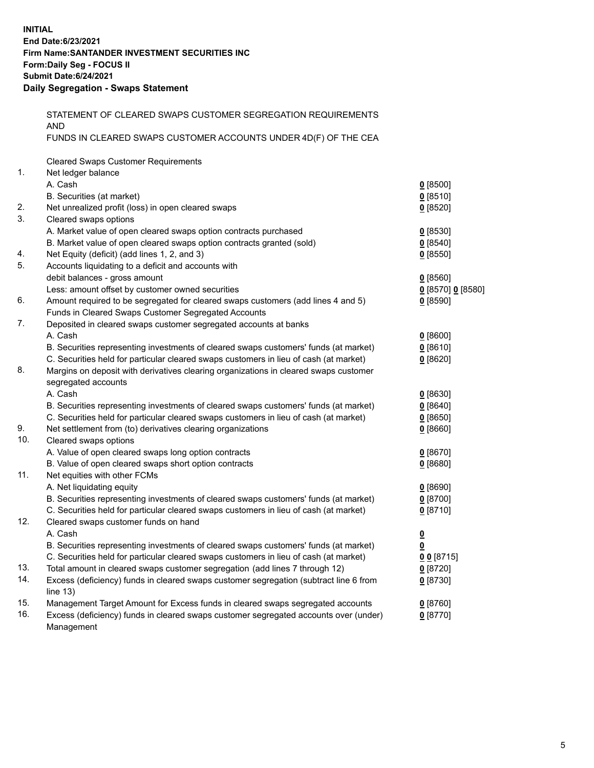**INITIAL**
**End Date:6/23/2021**
**Firm Name:SANTANDER INVESTMENT SECURITIES INC**
**Form:Daily Seg - FOCUS II**
**Submit Date:6/24/2021**
**Daily Segregation - Swaps Statement**

STATEMENT OF CLEARED SWAPS CUSTOMER SEGREGATION REQUIREMENTS AND
FUNDS IN CLEARED SWAPS CUSTOMER ACCOUNTS UNDER 4D(F) OF THE CEA

| | | |
|---|---|---|
| | Cleared Swaps Customer Requirements | |
| 1. | Net ledger balance | |
| | A. Cash | 0 [8500] |
| | B. Securities (at market) | 0 [8510] |
| 2. | Net unrealized profit (loss) in open cleared swaps | 0 [8520] |
| 3. | Cleared swaps options | |
| | A. Market value of open cleared swaps option contracts purchased | 0 [8530] |
| | B. Market value of open cleared swaps option contracts granted (sold) | 0 [8540] |
| 4. | Net Equity (deficit) (add lines 1, 2, and 3) | 0 [8550] |
| 5. | Accounts liquidating to a deficit and accounts with debit balances - gross amount | 0 [8560] |
| | Less: amount offset by customer owned securities | 0 [8570] 0 [8580] |
| 6. | Amount required to be segregated for cleared swaps customers (add lines 4 and 5) | 0 [8590] |
| | Funds in Cleared Swaps Customer Segregated Accounts | |
| 7. | Deposited in cleared swaps customer segregated accounts at banks | |
| | A. Cash | 0 [8600] |
| | B. Securities representing investments of cleared swaps customers' funds (at market) | 0 [8610] |
| | C. Securities held for particular cleared swaps customers in lieu of cash (at market) | 0 [8620] |
| 8. | Margins on deposit with derivatives clearing organizations in cleared swaps customer segregated accounts | |
| | A. Cash | 0 [8630] |
| | B. Securities representing investments of cleared swaps customers' funds (at market) | 0 [8640] |
| | C. Securities held for particular cleared swaps customers in lieu of cash (at market) | 0 [8650] |
| 9. | Net settlement from (to) derivatives clearing organizations | 0 [8660] |
| 10. | Cleared swaps options | |
| | A. Value of open cleared swaps long option contracts | 0 [8670] |
| | B. Value of open cleared swaps short option contracts | 0 [8680] |
| 11. | Net equities with other FCMs | |
| | A. Net liquidating equity | 0 [8690] |
| | B. Securities representing investments of cleared swaps customers' funds (at market) | 0 [8700] |
| | C. Securities held for particular cleared swaps customers in lieu of cash (at market) | 0 [8710] |
| 12. | Cleared swaps customer funds on hand | |
| | A. Cash | 0 |
| | B. Securities representing investments of cleared swaps customers' funds (at market) | 0 |
| | C. Securities held for particular cleared swaps customers in lieu of cash (at market) | 0 0 [8715] |
| 13. | Total amount in cleared swaps customer segregation (add lines 7 through 12) | 0 [8720] |
| 14. | Excess (deficiency) funds in cleared swaps customer segregation (subtract line 6 from line 13) | 0 [8730] |
| 15. | Management Target Amount for Excess funds in cleared swaps segregated accounts | 0 [8760] |
| 16. | Excess (deficiency) funds in cleared swaps customer segregated accounts over (under) Management | 0 [8770] |